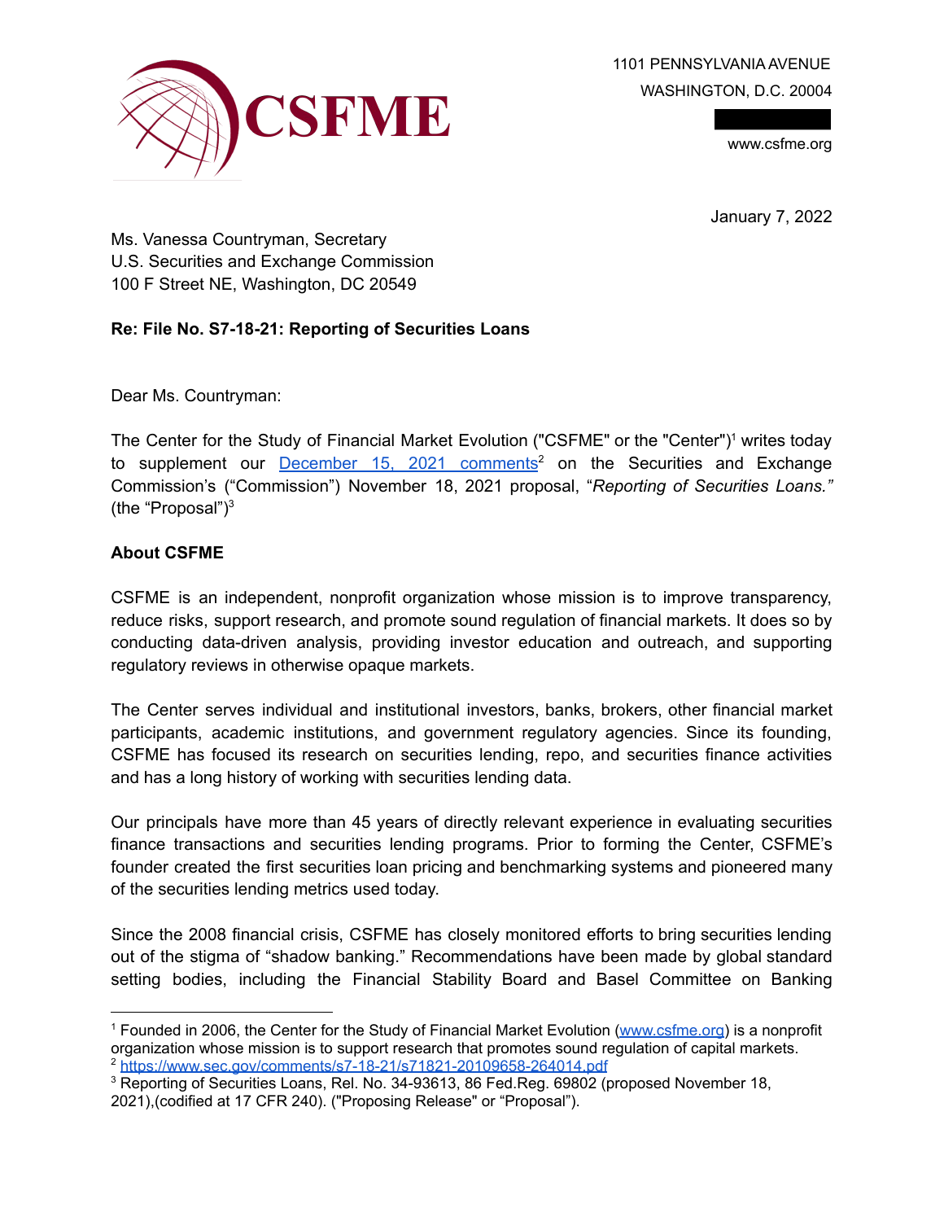CSFME

1101 PENNSYLVANIA AVENUE
WASHINGTON, D.C. 20004

www.csfme.org

January 7, 2022

Ms. Vanessa Countryman, Secretary
U.S. Securities and Exchange Commission
100 F Street NE, Washington, DC 20549

**Re: File No. S7-18-21: Reporting of Securities Loans**

Dear Ms. Countryman:

The Center for the Study of Financial Market Evolution ("CSFME" or the "Center")[1] writes today to supplement our [December 15, 2021 comments](https://www.sec.gov/comments/s7-18-21/s71821-20109658-264014.pdf)[2] on the Securities and Exchange Commission's ("Commission") November 18, 2021 proposal, "*Reporting of Securities Loans.*" (the "Proposal")[3]

**About CSFME**

CSFME is an independent, nonprofit organization whose mission is to improve transparency, reduce risks, support research, and promote sound regulation of financial markets. It does so by conducting data-driven analysis, providing investor education and outreach, and supporting regulatory reviews in otherwise opaque markets.

The Center serves individual and institutional investors, banks, brokers, other financial market participants, academic institutions, and government regulatory agencies. Since its founding, CSFME has focused its research on securities lending, repo, and securities finance activities and has a long history of working with securities lending data.

Our principals have more than 45 years of directly relevant experience in evaluating securities finance transactions and securities lending programs. Prior to forming the Center, CSFME's founder created the first securities loan pricing and benchmarking systems and pioneered many of the securities lending metrics used today.

Since the 2008 financial crisis, CSFME has closely monitored efforts to bring securities lending out of the stigma of "shadow banking." Recommendations have been made by global standard setting bodies, including the Financial Stability Board and Basel Committee on Banking

---

[1] Founded in 2006, the Center for the Study of Financial Market Evolution (www.csfme.org) is a nonprofit organization whose mission is to support research that promotes sound regulation of capital markets.

[2] https://www.sec.gov/comments/s7-18-21/s71821-20109658-264014.pdf

[3] Reporting of Securities Loans, Rel. No. 34-93613, 86 Fed.Reg. 69802 (proposed November 18, 2021),(codified at 17 CFR 240). ("Proposing Release" or "Proposal").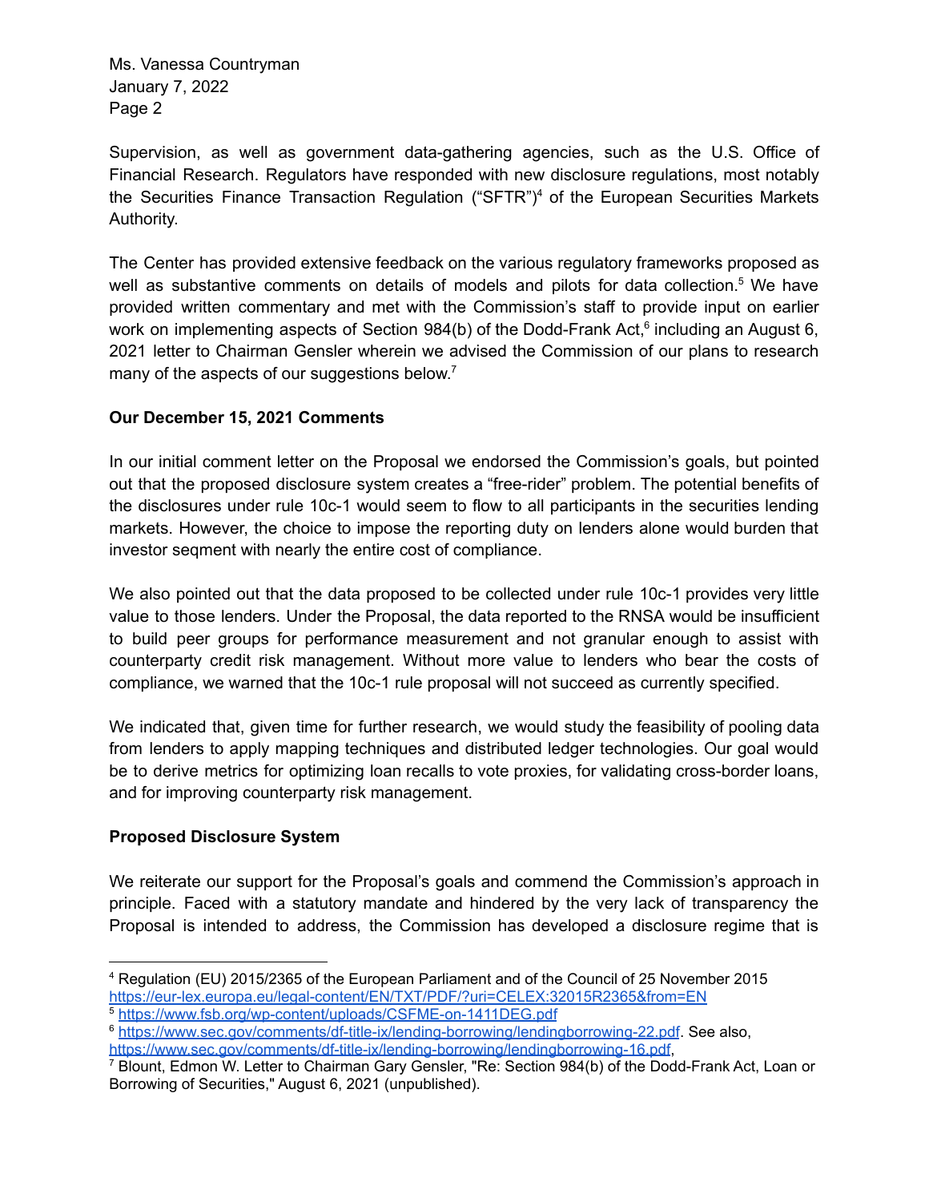Supervision, as well as government data-gathering agencies, such as the U.S. Office of Financial Research. Regulators have responded with new disclosure regulations, most notably the Securities Finance Transaction Regulation ("SFTR")[4] of the European Securities Markets Authority.

The Center has provided extensive feedback on the various regulatory frameworks proposed as well as substantive comments on details of models and pilots for data collection.[5] We have provided written commentary and met with the Commission's staff to provide input on earlier work on implementing aspects of Section 984(b) of the Dodd-Frank Act,[6] including an August 6, 2021 letter to Chairman Gensler wherein we advised the Commission of our plans to research many of the aspects of our suggestions below.[7]

**Our December 15, 2021 Comments**

In our initial comment letter on the Proposal we endorsed the Commission's goals, but pointed out that the proposed disclosure system creates a "free-rider" problem. The potential benefits of the disclosures under rule 10c-1 would seem to flow to all participants in the securities lending markets. However, the choice to impose the reporting duty on lenders alone would burden that investor seqment with nearly the entire cost of compliance.

We also pointed out that the data proposed to be collected under rule 10c-1 provides very little value to those lenders. Under the Proposal, the data reported to the RNSA would be insufficient to build peer groups for performance measurement and not granular enough to assist with counterparty credit risk management. Without more value to lenders who bear the costs of compliance, we warned that the 10c-1 rule proposal will not succeed as currently specified.

We indicated that, given time for further research, we would study the feasibility of pooling data from lenders to apply mapping techniques and distributed ledger technologies. Our goal would be to derive metrics for optimizing loan recalls to vote proxies, for validating cross-border loans, and for improving counterparty risk management.

**Proposed Disclosure System**

We reiterate our support for the Proposal's goals and commend the Commission's approach in principle. Faced with a statutory mandate and hindered by the very lack of transparency the Proposal is intended to address, the Commission has developed a disclosure regime that is

---

[4] Regulation (EU) 2015/2365 of the European Parliament and of the Council of 25 November 2015 https://eur-lex.europa.eu/legal-content/EN/TXT/PDF/?uri=CELEX:32015R2365&from=EN

[5] https://www.fsb.org/wp-content/uploads/CSFME-on-1411DEG.pdf

[6] https://www.sec.gov/comments/df-title-ix/lending-borrowing/lendingborrowing-22.pdf. See also, https://www.sec.gov/comments/df-title-ix/lending-borrowing/lendingborrowing-16.pdf,

[7] Blount, Edmon W. Letter to Chairman Gary Gensler, "Re: Section 984(b) of the Dodd-Frank Act, Loan or Borrowing of Securities," August 6, 2021 (unpublished).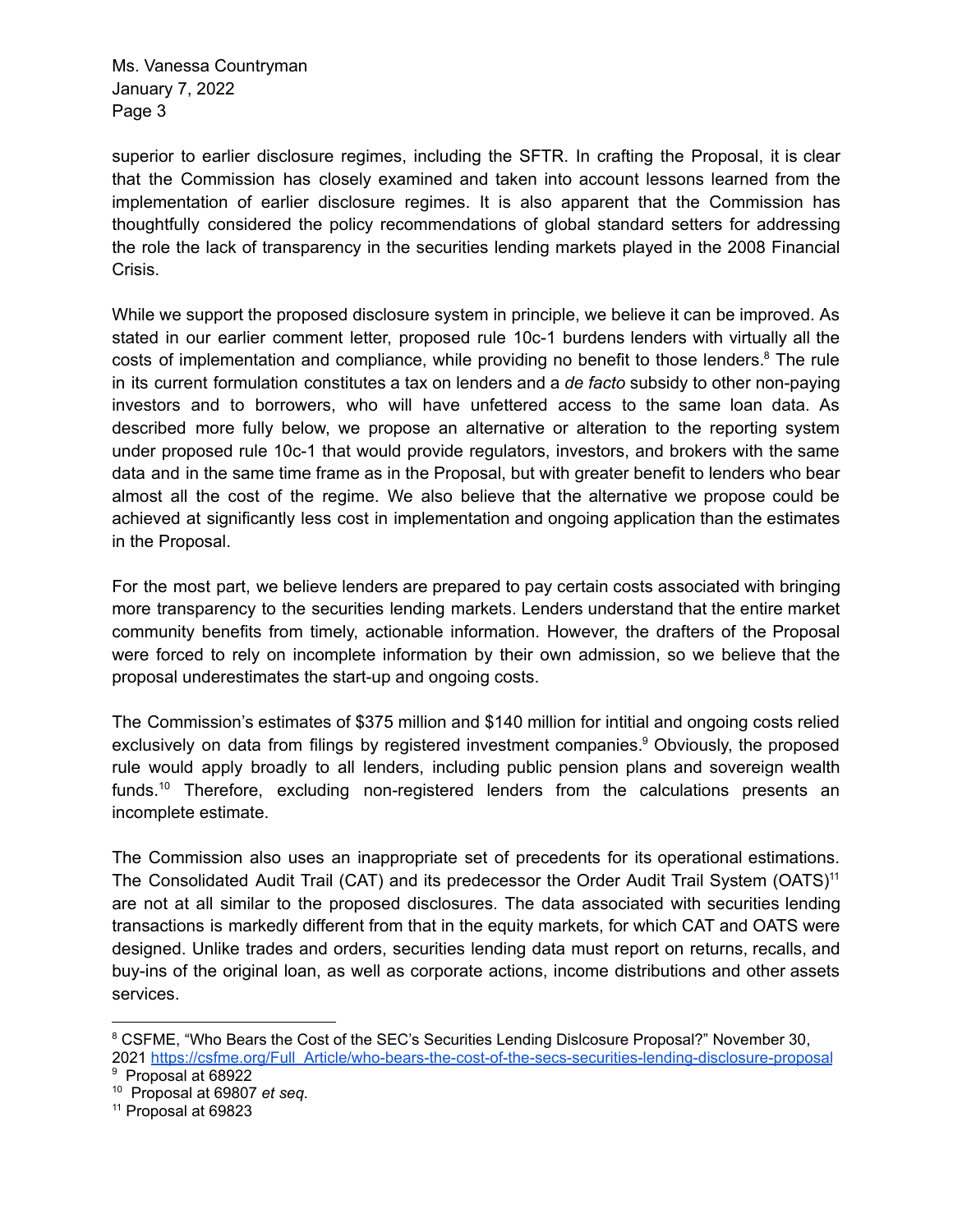superior to earlier disclosure regimes, including the SFTR. In crafting the Proposal, it is clear that the Commission has closely examined and taken into account lessons learned from the implementation of earlier disclosure regimes. It is also apparent that the Commission has thoughtfully considered the policy recommendations of global standard setters for addressing the role the lack of transparency in the securities lending markets played in the 2008 Financial Crisis.

While we support the proposed disclosure system in principle, we believe it can be improved. As stated in our earlier comment letter, proposed rule 10c-1 burdens lenders with virtually all the costs of implementation and compliance, while providing no benefit to those lenders.[8] The rule in its current formulation constitutes a tax on lenders and a *de facto* subsidy to other non-paying investors and to borrowers, who will have unfettered access to the same loan data. As described more fully below, we propose an alternative or alteration to the reporting system under proposed rule 10c-1 that would provide regulators, investors, and brokers with the same data and in the same time frame as in the Proposal, but with greater benefit to lenders who bear almost all the cost of the regime. We also believe that the alternative we propose could be achieved at significantly less cost in implementation and ongoing application than the estimates in the Proposal.

For the most part, we believe lenders are prepared to pay certain costs associated with bringing more transparency to the securities lending markets. Lenders understand that the entire market community benefits from timely, actionable information. However, the drafters of the Proposal were forced to rely on incomplete information by their own admission, so we believe that the proposal underestimates the start-up and ongoing costs.

The Commission's estimates of $375 million and $140 million for intitial and ongoing costs relied exclusively on data from filings by registered investment companies.[9] Obviously, the proposed rule would apply broadly to all lenders, including public pension plans and sovereign wealth funds.[10] Therefore, excluding non-registered lenders from the calculations presents an incomplete estimate.

The Commission also uses an inappropriate set of precedents for its operational estimations. The Consolidated Audit Trail (CAT) and its predecessor the Order Audit Trail System (OATS)[11] are not at all similar to the proposed disclosures. The data associated with securities lending transactions is markedly different from that in the equity markets, for which CAT and OATS were designed. Unlike trades and orders, securities lending data must report on returns, recalls, and buy-ins of the original loan, as well as corporate actions, income distributions and other assets services.

---

[8] CSFME, "Who Bears the Cost of the SEC's Securities Lending Dislcosure Proposal?" November 30, 2021 https://csfme.org/Full_Article/who-bears-the-cost-of-the-secs-securities-lending-disclosure-proposal

[9] Proposal at 68922

[10] Proposal at 69807 *et seq.*

[11] Proposal at 69823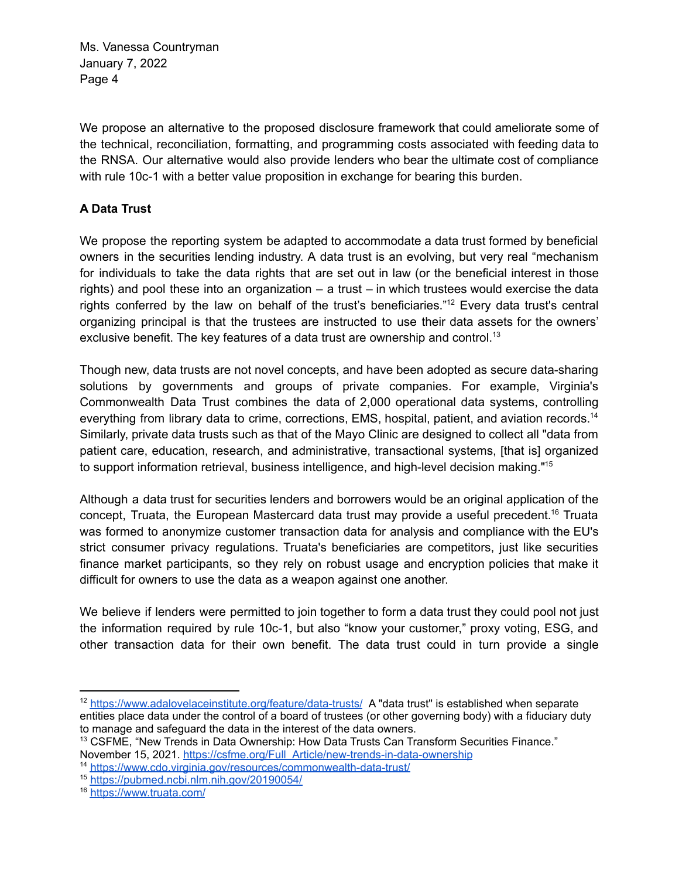We propose an alternative to the proposed disclosure framework that could ameliorate some of the technical, reconciliation, formatting, and programming costs associated with feeding data to the RNSA. Our alternative would also provide lenders who bear the ultimate cost of compliance with rule 10c-1 with a better value proposition in exchange for bearing this burden.

**A Data Trust**

We propose the reporting system be adapted to accommodate a data trust formed by beneficial owners in the securities lending industry. A data trust is an evolving, but very real "mechanism for individuals to take the data rights that are set out in law (or the beneficial interest in those rights) and pool these into an organization – a trust – in which trustees would exercise the data rights conferred by the law on behalf of the trust's beneficiaries."[12] Every data trust's central organizing principal is that the trustees are instructed to use their data assets for the owners' exclusive benefit. The key features of a data trust are ownership and control.[13]

Though new, data trusts are not novel concepts, and have been adopted as secure data-sharing solutions by governments and groups of private companies. For example, Virginia's Commonwealth Data Trust combines the data of 2,000 operational data systems, controlling everything from library data to crime, corrections, EMS, hospital, patient, and aviation records.[14] Similarly, private data trusts such as that of the Mayo Clinic are designed to collect all "data from patient care, education, research, and administrative, transactional systems, [that is] organized to support information retrieval, business intelligence, and high-level decision making."[15]

Although a data trust for securities lenders and borrowers would be an original application of the concept, Truata, the European Mastercard data trust may provide a useful precedent.[16] Truata was formed to anonymize customer transaction data for analysis and compliance with the EU's strict consumer privacy regulations. Truata's beneficiaries are competitors, just like securities finance market participants, so they rely on robust usage and encryption policies that make it difficult for owners to use the data as a weapon against one another.

We believe if lenders were permitted to join together to form a data trust they could pool not just the information required by rule 10c-1, but also "know your customer," proxy voting, ESG, and other transaction data for their own benefit. The data trust could in turn provide a single

---

[12] https://www.adalovelaceinstitute.org/feature/data-trusts/ A "data trust" is established when separate entities place data under the control of a board of trustees (or other governing body) with a fiduciary duty to manage and safeguard the data in the interest of the data owners.

[13] CSFME, "New Trends in Data Ownership: How Data Trusts Can Transform Securities Finance." November 15, 2021. https://csfme.org/Full_Article/new-trends-in-data-ownership

[14] https://www.cdo.virginia.gov/resources/commonwealth-data-trust/

[15] https://pubmed.ncbi.nlm.nih.gov/20190054/

[16] https://www.truata.com/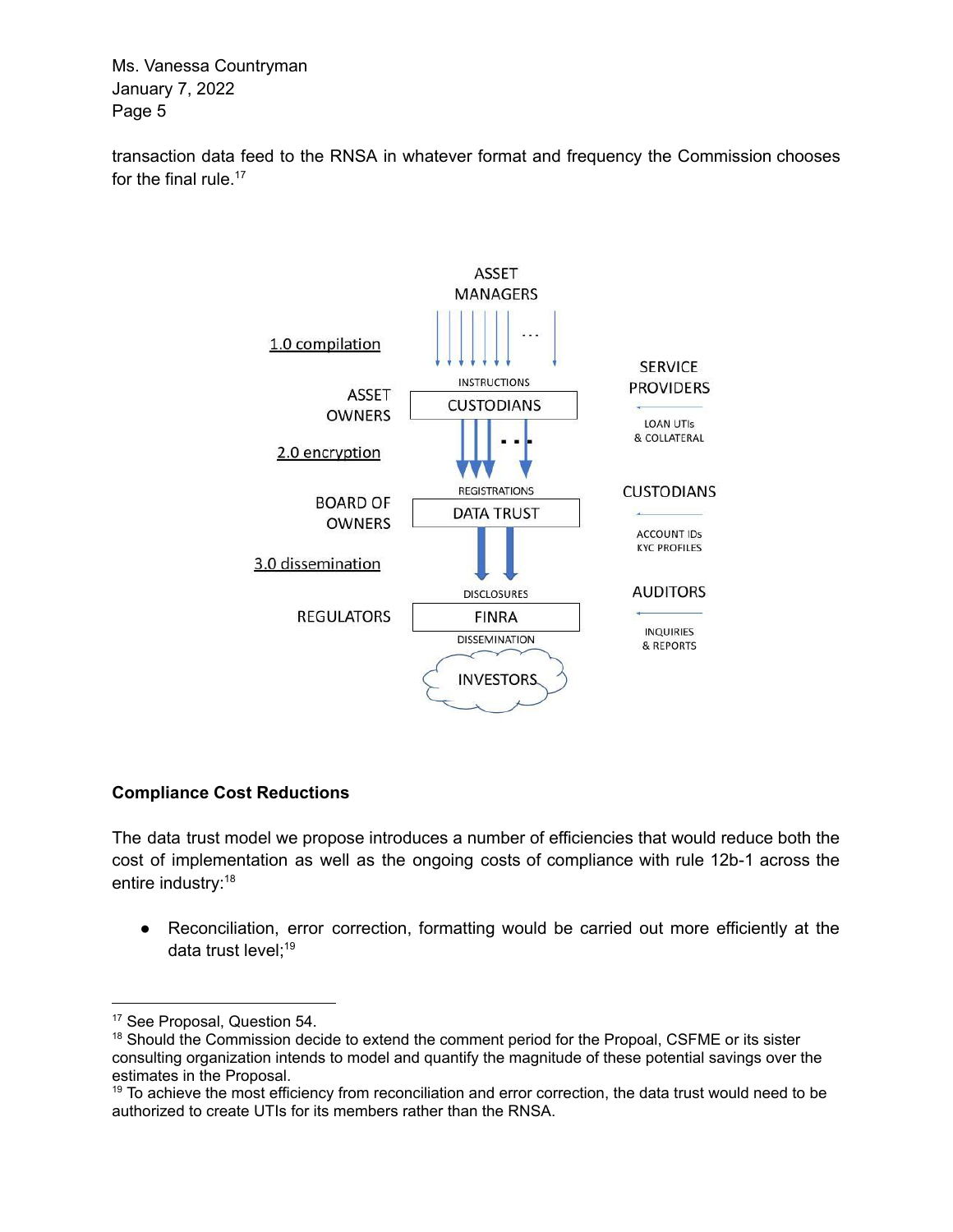transaction data feed to the RNSA in whatever format and frequency the Commission chooses for the final rule.[17]

### Compliance Cost Reductions

The data trust model we propose introduces a number of efficiencies that would reduce both the cost of implementation as well as the ongoing costs of compliance with rule 12b-1 across the entire industry:[18]

- Reconciliation, error correction, formatting would be carried out more efficiently at the data trust level;[19]

---

[17] See Proposal, Question 54.

[18] Should the Commission decide to extend the comment period for the Propoal, CSFME or its sister consulting organization intends to model and quantify the magnitude of these potential savings over the estimates in the Proposal.

[19] To achieve the most efficiency from reconciliation and error correction, the data trust would need to be authorized to create UTIs for its members rather than the RNSA.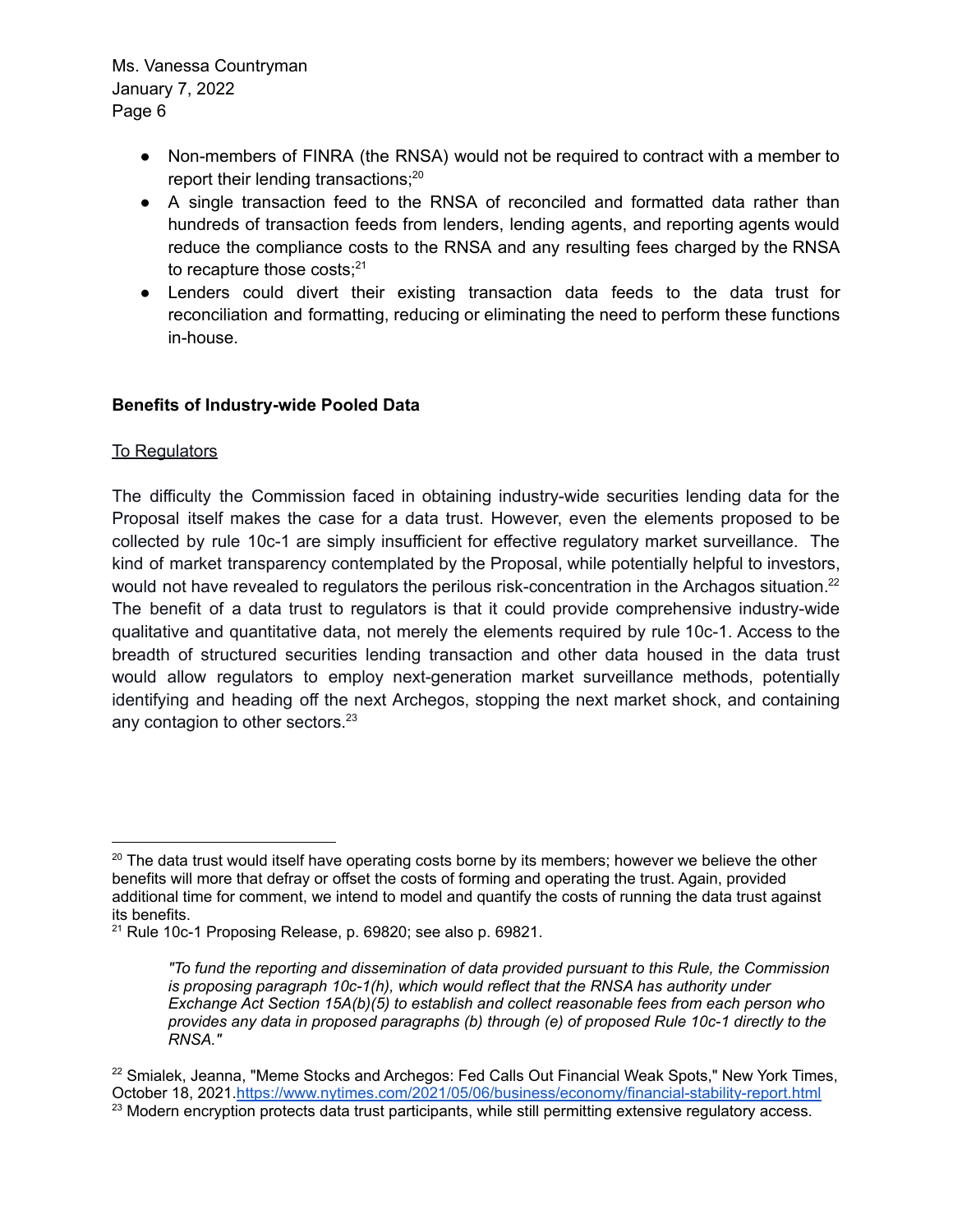- Non-members of FINRA (the RNSA) would not be required to contract with a member to report their lending transactions;[20]
- A single transaction feed to the RNSA of reconciled and formatted data rather than hundreds of transaction feeds from lenders, lending agents, and reporting agents would reduce the compliance costs to the RNSA and any resulting fees charged by the RNSA to recapture those costs;[21]
- Lenders could divert their existing transaction data feeds to the data trust for reconciliation and formatting, reducing or eliminating the need to perform these functions in-house.

**Benefits of Industry-wide Pooled Data**

To Regulators

The difficulty the Commission faced in obtaining industry-wide securities lending data for the Proposal itself makes the case for a data trust. However, even the elements proposed to be collected by rule 10c-1 are simply insufficient for effective regulatory market surveillance. The kind of market transparency contemplated by the Proposal, while potentially helpful to investors, would not have revealed to regulators the perilous risk-concentration in the Archagos situation.[22] The benefit of a data trust to regulators is that it could provide comprehensive industry-wide qualitative and quantitative data, not merely the elements required by rule 10c-1. Access to the breadth of structured securities lending transaction and other data housed in the data trust would allow regulators to employ next-generation market surveillance methods, potentially identifying and heading off the next Archegos, stopping the next market shock, and containing any contagion to other sectors.[23]

---

[20] The data trust would itself have operating costs borne by its members; however we believe the other benefits will more that defray or offset the costs of forming and operating the trust. Again, provided additional time for comment, we intend to model and quantify the costs of running the data trust against its benefits.

[21] Rule 10c-1 Proposing Release, p. 69820; see also p. 69821.

> *"To fund the reporting and dissemination of data provided pursuant to this Rule, the Commission is proposing paragraph 10c-1(h), which would reflect that the RNSA has authority under Exchange Act Section 15A(b)(5) to establish and collect reasonable fees from each person who provides any data in proposed paragraphs (b) through (e) of proposed Rule 10c-1 directly to the RNSA."*

[22] Smialek, Jeanna, "Meme Stocks and Archegos: Fed Calls Out Financial Weak Spots," New York Times, October 18, 2021.https://www.nytimes.com/2021/05/06/business/economy/financial-stability-report.html

[23] Modern encryption protects data trust participants, while still permitting extensive regulatory access.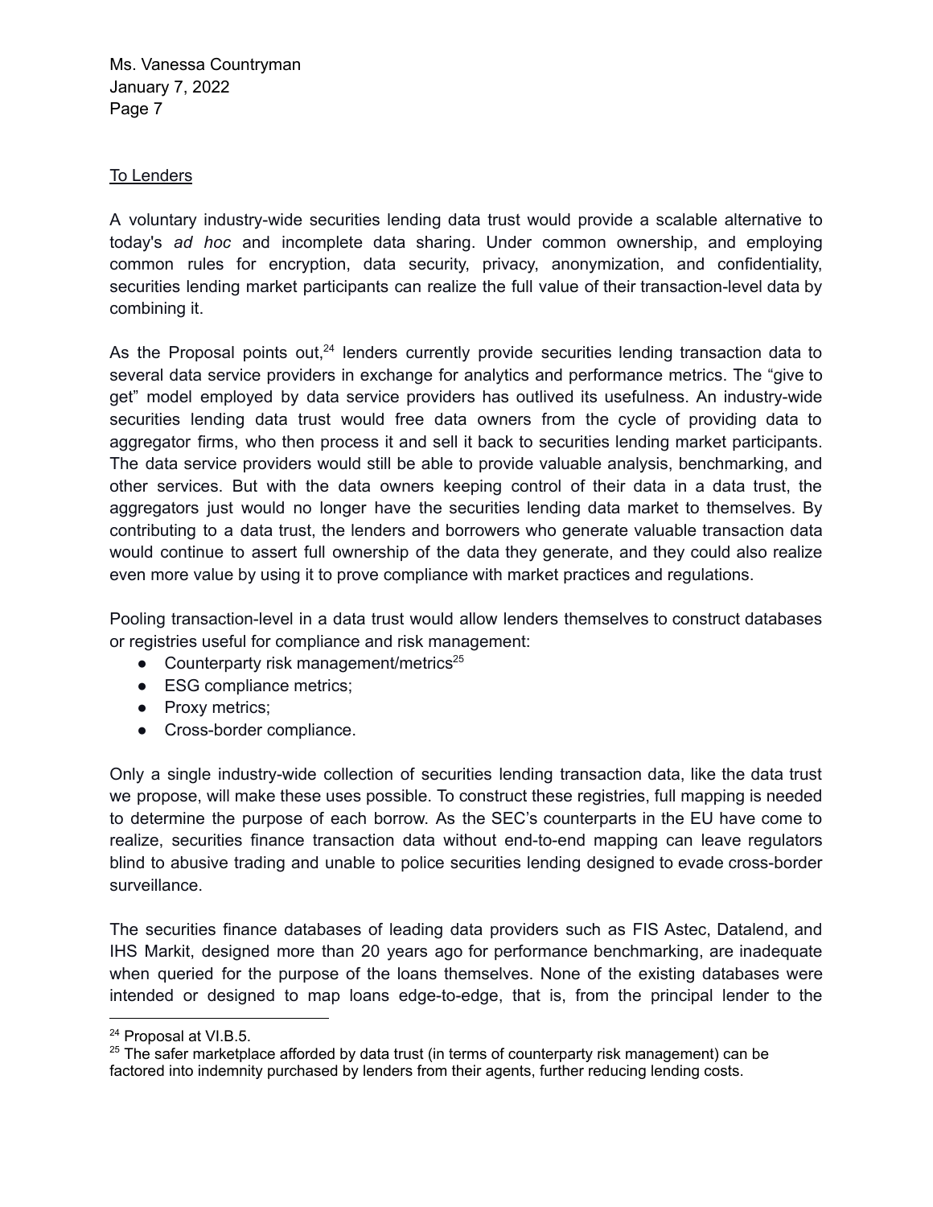To Lenders

A voluntary industry-wide securities lending data trust would provide a scalable alternative to today's *ad hoc* and incomplete data sharing. Under common ownership, and employing common rules for encryption, data security, privacy, anonymization, and confidentiality, securities lending market participants can realize the full value of their transaction-level data by combining it.

As the Proposal points out,[24] lenders currently provide securities lending transaction data to several data service providers in exchange for analytics and performance metrics. The "give to get" model employed by data service providers has outlived its usefulness. An industry-wide securities lending data trust would free data owners from the cycle of providing data to aggregator firms, who then process it and sell it back to securities lending market participants. The data service providers would still be able to provide valuable analysis, benchmarking, and other services. But with the data owners keeping control of their data in a data trust, the aggregators just would no longer have the securities lending data market to themselves. By contributing to a data trust, the lenders and borrowers who generate valuable transaction data would continue to assert full ownership of the data they generate, and they could also realize even more value by using it to prove compliance with market practices and regulations.

Pooling transaction-level in a data trust would allow lenders themselves to construct databases or registries useful for compliance and risk management:

- Counterparty risk management/metrics[25]
- ESG compliance metrics;
- Proxy metrics;
- Cross-border compliance.

Only a single industry-wide collection of securities lending transaction data, like the data trust we propose, will make these uses possible. To construct these registries, full mapping is needed to determine the purpose of each borrow. As the SEC's counterparts in the EU have come to realize, securities finance transaction data without end-to-end mapping can leave regulators blind to abusive trading and unable to police securities lending designed to evade cross-border surveillance.

The securities finance databases of leading data providers such as FIS Astec, Datalend, and IHS Markit, designed more than 20 years ago for performance benchmarking, are inadequate when queried for the purpose of the loans themselves. None of the existing databases were intended or designed to map loans edge-to-edge, that is, from the principal lender to the

[24] Proposal at VI.B.5.

[25] The safer marketplace afforded by data trust (in terms of counterparty risk management) can be factored into indemnity purchased by lenders from their agents, further reducing lending costs.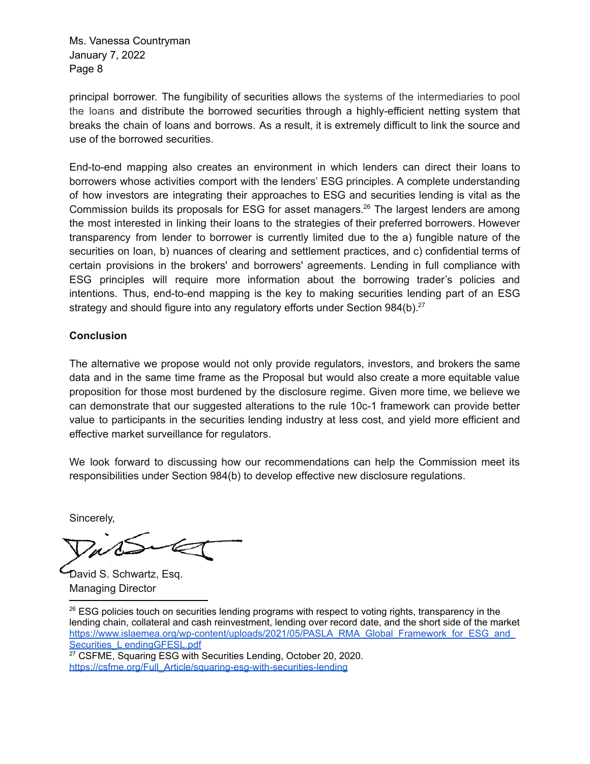principal borrower. The fungibility of securities allows the systems of the intermediaries to pool the loans and distribute the borrowed securities through a highly-efficient netting system that breaks the chain of loans and borrows. As a result, it is extremely difficult to link the source and use of the borrowed securities.

End-to-end mapping also creates an environment in which lenders can direct their loans to borrowers whose activities comport with the lenders' ESG principles. A complete understanding of how investors are integrating their approaches to ESG and securities lending is vital as the Commission builds its proposals for ESG for asset managers.[26] The largest lenders are among the most interested in linking their loans to the strategies of their preferred borrowers. However transparency from lender to borrower is currently limited due to the a) fungible nature of the securities on loan, b) nuances of clearing and settlement practices, and c) confidential terms of certain provisions in the brokers' and borrowers' agreements. Lending in full compliance with ESG principles will require more information about the borrowing trader's policies and intentions. Thus, end-to-end mapping is the key to making securities lending part of an ESG strategy and should figure into any regulatory efforts under Section 984(b).[27]

**Conclusion**

The alternative we propose would not only provide regulators, investors, and brokers the same data and in the same time frame as the Proposal but would also create a more equitable value proposition for those most burdened by the disclosure regime. Given more time, we believe we can demonstrate that our suggested alterations to the rule 10c-1 framework can provide better value to participants in the securities lending industry at less cost, and yield more efficient and effective market surveillance for regulators.

We look forward to discussing how our recommendations can help the Commission meet its responsibilities under Section 984(b) to develop effective new disclosure regulations.

Sincerely,

David S. Schwartz, Esq.
Managing Director

---

[26] ESG policies touch on securities lending programs with respect to voting rights, transparency in the lending chain, collateral and cash reinvestment, lending over record date, and the short side of the market https://www.islaemea.org/wp-content/uploads/2021/05/PASLA_RMA_Global_Framework_for_ESG_and_Securities_LendingGFESL.pdf

[27] CSFME, Squaring ESG with Securities Lending, October 20, 2020. https://csfme.org/Full_Article/squaring-esg-with-securities-lending